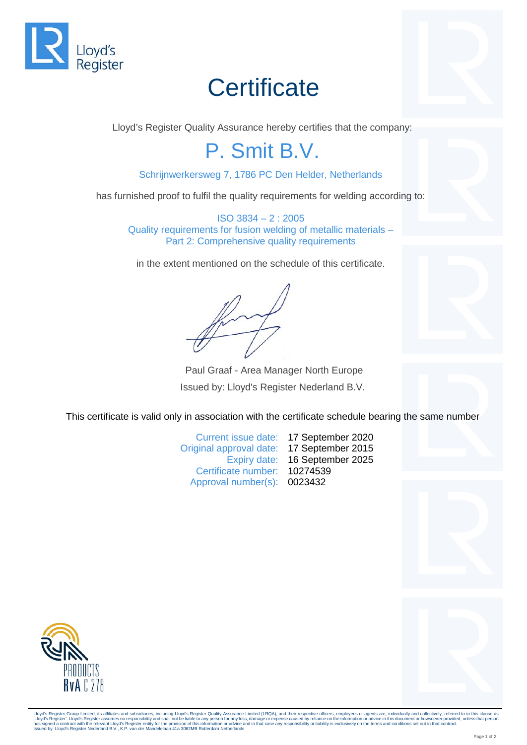Lloyd's Register

# Certificate

Lloyd's Register Quality Assurance hereby certifies that the company:

## P. Smit B.V.

Schrijnwerkersweg 7, 1786 PC Den Helder, Netherlands

has furnished proof to fulfil the quality requirements for welding according to:

ISO 3834 – 2 : 2005
Quality requirements for fusion welding of metallic materials –
Part 2: Comprehensive quality requirements

in the extent mentioned on the schedule of this certificate.

Paul Graaf - Area Manager North Europe
Issued by: Lloyd's Register Nederland B.V.

This certificate is valid only in association with the certificate schedule bearing the same number

Current issue date: 17 September 2020
Original approval date: 17 September 2015
Expiry date: 16 September 2025
Certificate number: 10274539
Approval number(s): 0023432

RvA PRODUCTS
RvA C 278

Lloyd's Register Group Limited, its affiliates and subsidiaries, including Lloyd's Register Quality Assurance Limited (LRQA), and their respective officers, employees or agents are, individually and collectively, referred to in this clause as 'Lloyd's Register'. Lloyd's Register assumes no responsibility and shall not be liable to any person for any loss, damage or expense caused by reliance on the information or advice in this document or howsoever provided, unless that person has signed a contract with the relevant Lloyd's Register entity for the provision of this information or advice and in that case any responsibility or liability is exclusively on the terms and conditions set out in that contract.
Issued by: Lloyd's Register Nederland B.V., K.P. van der Mandelelaan 41a 3062MB Rotterdam Netherlands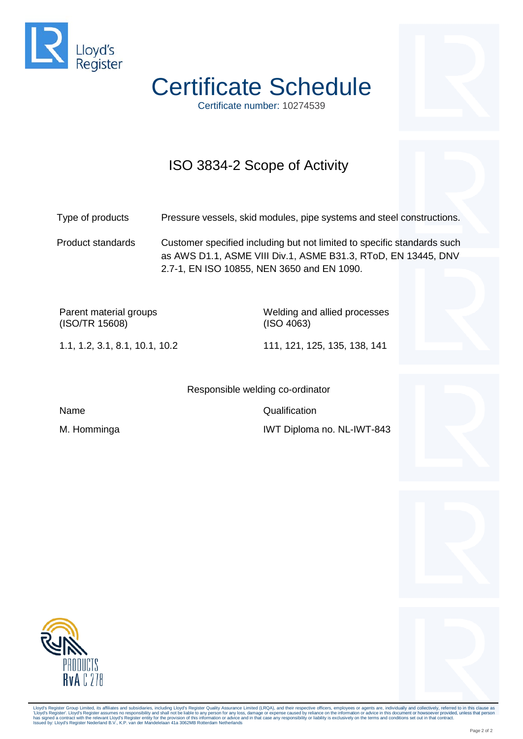# Certificate Schedule

Certificate number: 10274539

## ISO 3834-2 Scope of Activity

| | |
|---|---|
| Type of products | Pressure vessels, skid modules, pipe systems and steel constructions. |
| Product standards | Customer specified including but not limited to specific standards such as AWS D1.1, ASME VIII Div.1, ASME B31.3, RToD, EN 13445, DNV 2.7-1, EN ISO 10855, NEN 3650 and EN 1090. |

| Parent material groups (ISO/TR 15608) | Welding and allied processes (ISO 4063) |
|---|---|
| 1.1, 1.2, 3.1, 8.1, 10.1, 10.2 | 111, 121, 125, 135, 138, 141 |

Responsible welding co-ordinator

| Name | Qualification |
|---|---|
| M. Homminga | IWT Diploma no. NL-IWT-843 |

PRODUCTS
RvA C 278

Lloyd's Register Group Limited, its affiliates and subsidiaries, including Lloyd's Register Quality Assurance Limited (LRQA), and their respective officers, employees or agents are, individually and collectively, referred to in this clause as 'Lloyd's Register'. Lloyd's Register assumes no responsibility and shall not be liable to any person for any loss, damage or expense caused by reliance on the information or advice in this document or howsoever provided, unless that person has signed a contract with the relevant Lloyd's Register entity for the provision of this information or advice and in that case any responsibility or liability is exclusively on the terms and conditions set out in that contract.
Issued by: Lloyd's Register Nederland B.V., K.P. van der Mandelelaan 41a 3062MB Rotterdam Netherlands